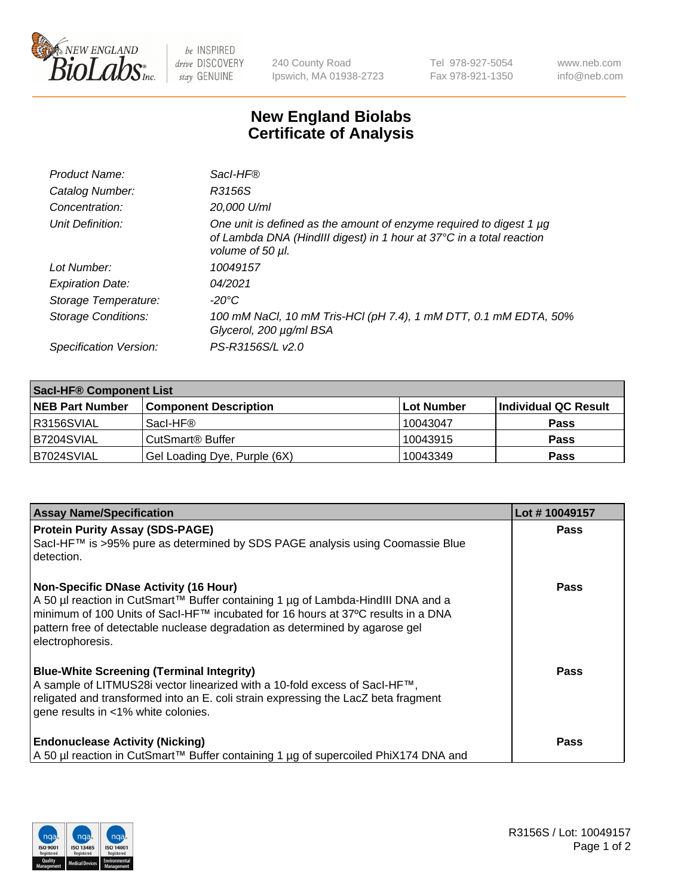# New England Biolabs Certificate of Analysis

| | |
|---|---|
| *Product Name:* | *SacI-HF®* |
| *Catalog Number:* | *R3156S* |
| *Concentration:* | *20,000 U/ml* |
| *Unit Definition:* | *One unit is defined as the amount of enzyme required to digest 1 µg of Lambda DNA (HindIII digest) in 1 hour at 37°C in a total reaction volume of 50 µl.* |
| *Lot Number:* | *10049157* |
| *Expiration Date:* | *04/2021* |
| *Storage Temperature:* | *-20°C* |
| *Storage Conditions:* | *100 mM NaCl, 10 mM Tris-HCl (pH 7.4), 1 mM DTT, 0.1 mM EDTA, 50% Glycerol, 200 µg/ml BSA* |
| *Specification Version:* | *PS-R3156S/L v2.0* |

| SacI-HF® Component List | | | |
|---|---|---|---|
| **NEB Part Number** | **Component Description** | **Lot Number** | **Individual QC Result** |
| R3156SVIAL | SacI-HF® | 10043047 | **Pass** |
| B7204SVIAL | CutSmart® Buffer | 10043915 | **Pass** |
| B7024SVIAL | Gel Loading Dye, Purple (6X) | 10043349 | **Pass** |

| Assay Name/Specification | Lot # 10049157 |
|---|---|
| **Protein Purity Assay (SDS-PAGE)**<br>SacI-HF™ is >95% pure as determined by SDS PAGE analysis using Coomassie Blue detection. | **Pass** |
| **Non-Specific DNase Activity (16 Hour)**<br>A 50 µl reaction in CutSmart™ Buffer containing 1 µg of Lambda-HindIII DNA and a minimum of 100 Units of SacI-HF™ incubated for 16 hours at 37ºC results in a DNA pattern free of detectable nuclease degradation as determined by agarose gel electrophoresis. | **Pass** |
| **Blue-White Screening (Terminal Integrity)**<br>A sample of LITMUS28i vector linearized with a 10-fold excess of SacI-HF™, religated and transformed into an E. coli strain expressing the LacZ beta fragment gene results in <1% white colonies. | **Pass** |
| **Endonuclease Activity (Nicking)**<br>A 50 µl reaction in CutSmart™ Buffer containing 1 µg of supercoiled PhiX174 DNA and | **Pass** |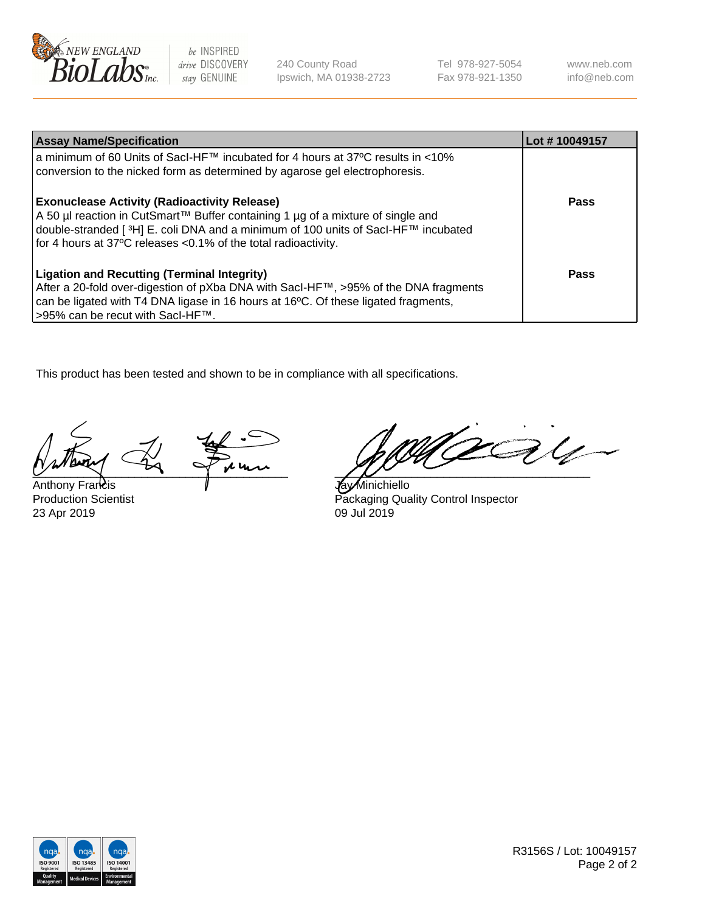| Assay Name/Specification | Lot # 10049157 |
| --- | --- |
| a minimum of 60 Units of SacI-HF™ incubated for 4 hours at 37ºC results in <10% conversion to the nicked form as determined by agarose gel electrophoresis. | |
| **Exonuclease Activity (Radioactivity Release)**<br>A 50 µl reaction in CutSmart™ Buffer containing 1 µg of a mixture of single and double-stranded [ $^3$H] E. coli DNA and a minimum of 100 units of SacI-HF™ incubated for 4 hours at 37ºC releases <0.1% of the total radioactivity. | **Pass** |
| **Ligation and Recutting (Terminal Integrity)**<br>After a 20-fold over-digestion of pXba DNA with SacI-HF™, >95% of the DNA fragments can be ligated with T4 DNA ligase in 16 hours at 16ºC. Of these ligated fragments, >95% can be recut with SacI-HF™. | **Pass** |

This product has been tested and shown to be in compliance with all specifications.

Anthony Francis
Production Scientist
23 Apr 2019

Jay Minichiello
Packaging Quality Control Inspector
09 Jul 2019

R3156S / Lot: 10049157